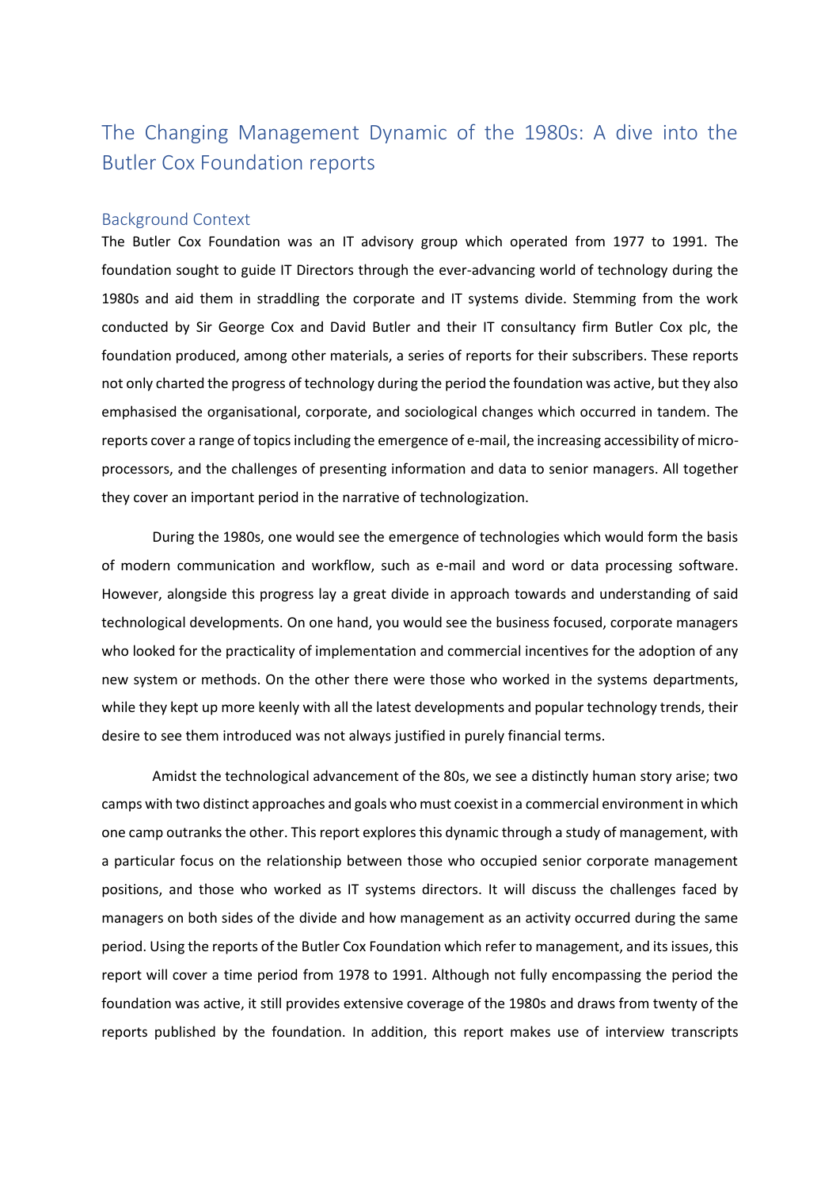# The Changing Management Dynamic of the 1980s: A dive into the Butler Cox Foundation reports

## Background Context

The Butler Cox Foundation was an IT advisory group which operated from 1977 to 1991. The foundation sought to guide IT Directors through the ever-advancing world of technology during the 1980s and aid them in straddling the corporate and IT systems divide. Stemming from the work conducted by Sir George Cox and David Butler and their IT consultancy firm Butler Cox plc, the foundation produced, among other materials, a series of reports for their subscribers. These reports not only charted the progress of technology during the period the foundation was active, but they also emphasised the organisational, corporate, and sociological changes which occurred in tandem. The reports cover a range of topics including the emergence of e-mail, the increasing accessibility of micro-processors, and the challenges of presenting information and data to senior managers. All together they cover an important period in the narrative of technologization.

During the 1980s, one would see the emergence of technologies which would form the basis of modern communication and workflow, such as e-mail and word or data processing software. However, alongside this progress lay a great divide in approach towards and understanding of said technological developments. On one hand, you would see the business focused, corporate managers who looked for the practicality of implementation and commercial incentives for the adoption of any new system or methods. On the other there were those who worked in the systems departments, while they kept up more keenly with all the latest developments and popular technology trends, their desire to see them introduced was not always justified in purely financial terms.

Amidst the technological advancement of the 80s, we see a distinctly human story arise; two camps with two distinct approaches and goals who must coexist in a commercial environment in which one camp outranks the other. This report explores this dynamic through a study of management, with a particular focus on the relationship between those who occupied senior corporate management positions, and those who worked as IT systems directors. It will discuss the challenges faced by managers on both sides of the divide and how management as an activity occurred during the same period. Using the reports of the Butler Cox Foundation which refer to management, and its issues, this report will cover a time period from 1978 to 1991. Although not fully encompassing the period the foundation was active, it still provides extensive coverage of the 1980s and draws from twenty of the reports published by the foundation. In addition, this report makes use of interview transcripts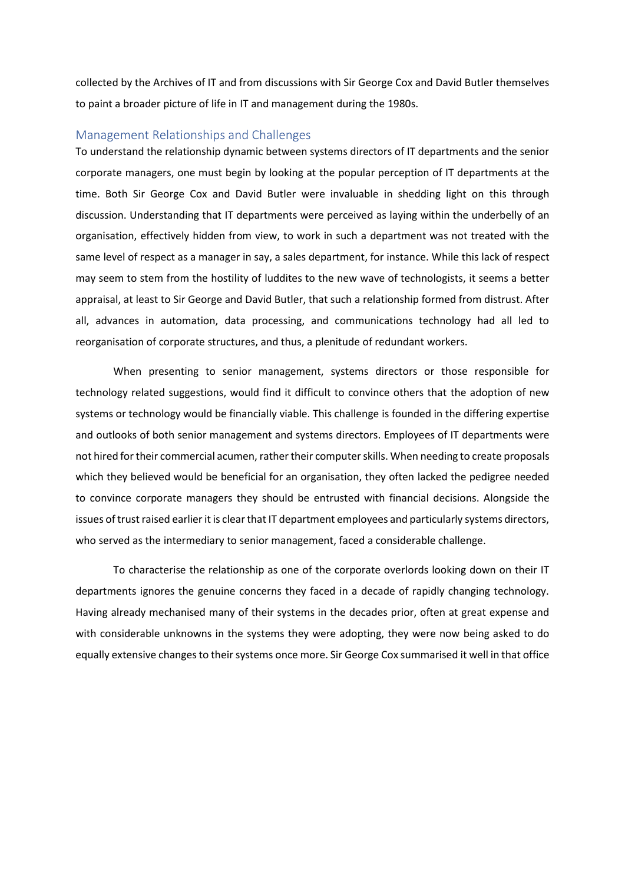collected by the Archives of IT and from discussions with Sir George Cox and David Butler themselves to paint a broader picture of life in IT and management during the 1980s.

## Management Relationships and Challenges

To understand the relationship dynamic between systems directors of IT departments and the senior corporate managers, one must begin by looking at the popular perception of IT departments at the time. Both Sir George Cox and David Butler were invaluable in shedding light on this through discussion. Understanding that IT departments were perceived as laying within the underbelly of an organisation, effectively hidden from view, to work in such a department was not treated with the same level of respect as a manager in say, a sales department, for instance. While this lack of respect may seem to stem from the hostility of luddites to the new wave of technologists, it seems a better appraisal, at least to Sir George and David Butler, that such a relationship formed from distrust. After all, advances in automation, data processing, and communications technology had all led to reorganisation of corporate structures, and thus, a plenitude of redundant workers.

When presenting to senior management, systems directors or those responsible for technology related suggestions, would find it difficult to convince others that the adoption of new systems or technology would be financially viable. This challenge is founded in the differing expertise and outlooks of both senior management and systems directors. Employees of IT departments were not hired for their commercial acumen, rather their computer skills. When needing to create proposals which they believed would be beneficial for an organisation, they often lacked the pedigree needed to convince corporate managers they should be entrusted with financial decisions. Alongside the issues of trust raised earlier it is clear that IT department employees and particularly systems directors, who served as the intermediary to senior management, faced a considerable challenge.

To characterise the relationship as one of the corporate overlords looking down on their IT departments ignores the genuine concerns they faced in a decade of rapidly changing technology. Having already mechanised many of their systems in the decades prior, often at great expense and with considerable unknowns in the systems they were adopting, they were now being asked to do equally extensive changes to their systems once more. Sir George Cox summarised it well in that office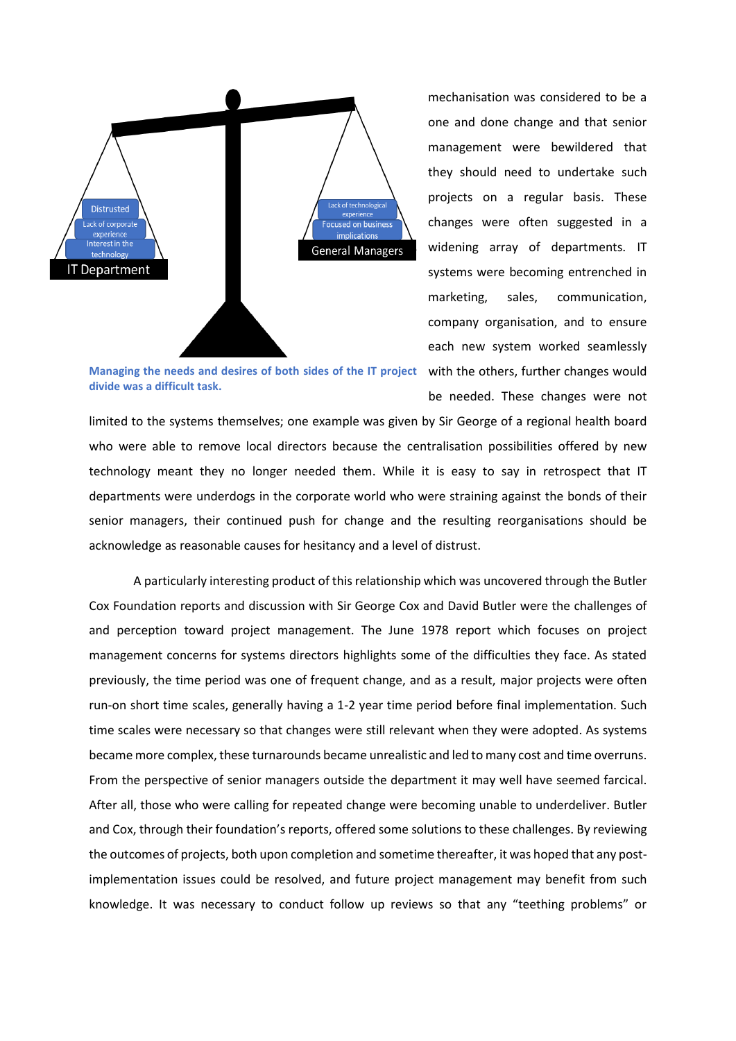mechanisation was considered to be a one and done change and that senior management were bewildered that they should need to undertake such projects on a regular basis. These changes were often suggested in a widening array of departments. IT systems were becoming entrenched in marketing, sales, communication, company organisation, and to ensure each new system worked seamlessly with the others, further changes would be needed. These changes were not limited to the systems themselves; one example was given by Sir George of a regional health board who were able to remove local directors because the centralisation possibilities offered by new technology meant they no longer needed them. While it is easy to say in retrospect that IT departments were underdogs in the corporate world who were straining against the bonds of their senior managers, their continued push for change and the resulting reorganisations should be acknowledge as reasonable causes for hesitancy and a level of distrust.

**Managing the needs and desires of both sides of the IT project divide was a difficult task.**

A particularly interesting product of this relationship which was uncovered through the Butler Cox Foundation reports and discussion with Sir George Cox and David Butler were the challenges of and perception toward project management. The June 1978 report which focuses on project management concerns for systems directors highlights some of the difficulties they face. As stated previously, the time period was one of frequent change, and as a result, major projects were often run-on short time scales, generally having a 1-2 year time period before final implementation. Such time scales were necessary so that changes were still relevant when they were adopted. As systems became more complex, these turnarounds became unrealistic and led to many cost and time overruns. From the perspective of senior managers outside the department it may well have seemed farcical. After all, those who were calling for repeated change were becoming unable to underdeliver. Butler and Cox, through their foundation's reports, offered some solutions to these challenges. By reviewing the outcomes of projects, both upon completion and sometime thereafter, it was hoped that any post-implementation issues could be resolved, and future project management may benefit from such knowledge. It was necessary to conduct follow up reviews so that any "teething problems" or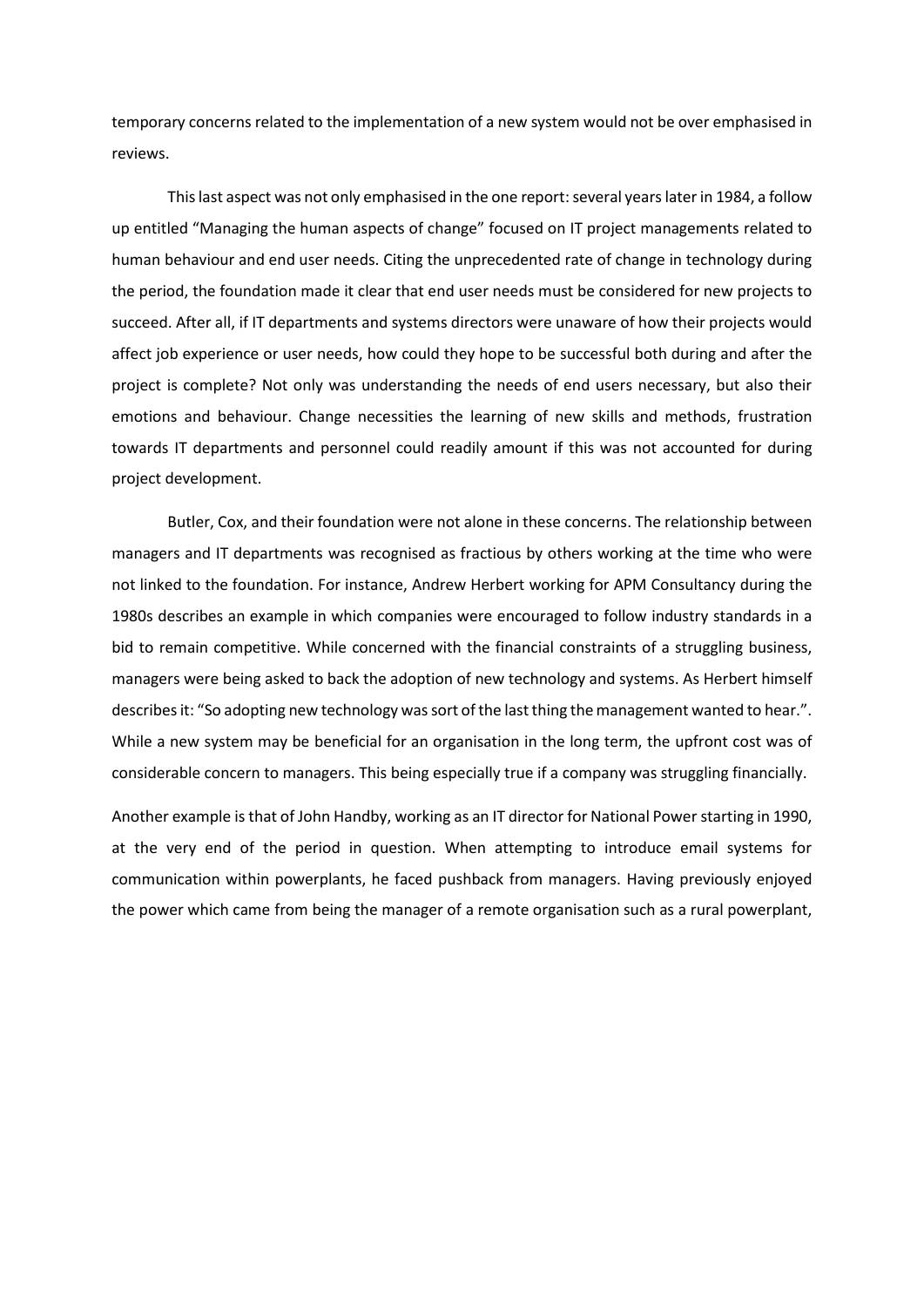temporary concerns related to the implementation of a new system would not be over emphasised in reviews.

This last aspect was not only emphasised in the one report: several years later in 1984, a follow up entitled "Managing the human aspects of change" focused on IT project managements related to human behaviour and end user needs. Citing the unprecedented rate of change in technology during the period, the foundation made it clear that end user needs must be considered for new projects to succeed. After all, if IT departments and systems directors were unaware of how their projects would affect job experience or user needs, how could they hope to be successful both during and after the project is complete? Not only was understanding the needs of end users necessary, but also their emotions and behaviour. Change necessities the learning of new skills and methods, frustration towards IT departments and personnel could readily amount if this was not accounted for during project development.

Butler, Cox, and their foundation were not alone in these concerns. The relationship between managers and IT departments was recognised as fractious by others working at the time who were not linked to the foundation. For instance, Andrew Herbert working for APM Consultancy during the 1980s describes an example in which companies were encouraged to follow industry standards in a bid to remain competitive. While concerned with the financial constraints of a struggling business, managers were being asked to back the adoption of new technology and systems. As Herbert himself describes it: "So adopting new technology was sort of the last thing the management wanted to hear.". While a new system may be beneficial for an organisation in the long term, the upfront cost was of considerable concern to managers. This being especially true if a company was struggling financially.

Another example is that of John Handby, working as an IT director for National Power starting in 1990, at the very end of the period in question. When attempting to introduce email systems for communication within powerplants, he faced pushback from managers. Having previously enjoyed the power which came from being the manager of a remote organisation such as a rural powerplant,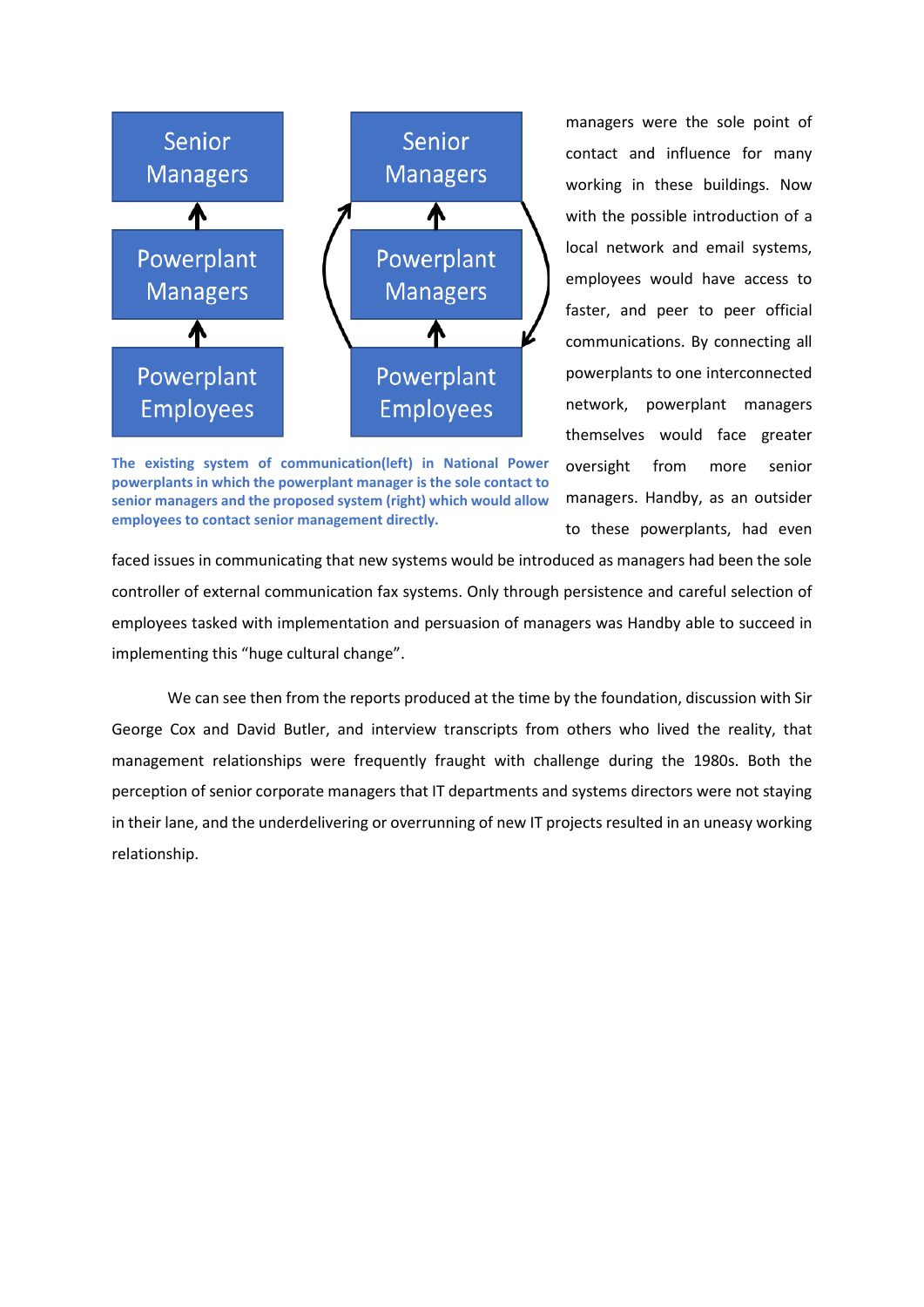| Senior Managers | | Senior Managers |
|---|---|---|
| ↑ | | ↑ |
| Powerplant Managers | | Powerplant Managers |
| ↑ | | ↑ |
| Powerplant Employees | | Powerplant Employees |

**The existing system of communication(left) in National Power powerplants in which the powerplant manager is the sole contact to senior managers and the proposed system (right) which would allow employees to contact senior management directly.**

managers were the sole point of contact and influence for many working in these buildings. Now with the possible introduction of a local network and email systems, employees would have access to faster, and peer to peer official communications. By connecting all powerplants to one interconnected network, powerplant managers themselves would face greater oversight from more senior managers. Handby, as an outsider to these powerplants, had even faced issues in communicating that new systems would be introduced as managers had been the sole controller of external communication fax systems. Only through persistence and careful selection of employees tasked with implementation and persuasion of managers was Handby able to succeed in implementing this "huge cultural change".

We can see then from the reports produced at the time by the foundation, discussion with Sir George Cox and David Butler, and interview transcripts from others who lived the reality, that management relationships were frequently fraught with challenge during the 1980s. Both the perception of senior corporate managers that IT departments and systems directors were not staying in their lane, and the underdelivering or overrunning of new IT projects resulted in an uneasy working relationship.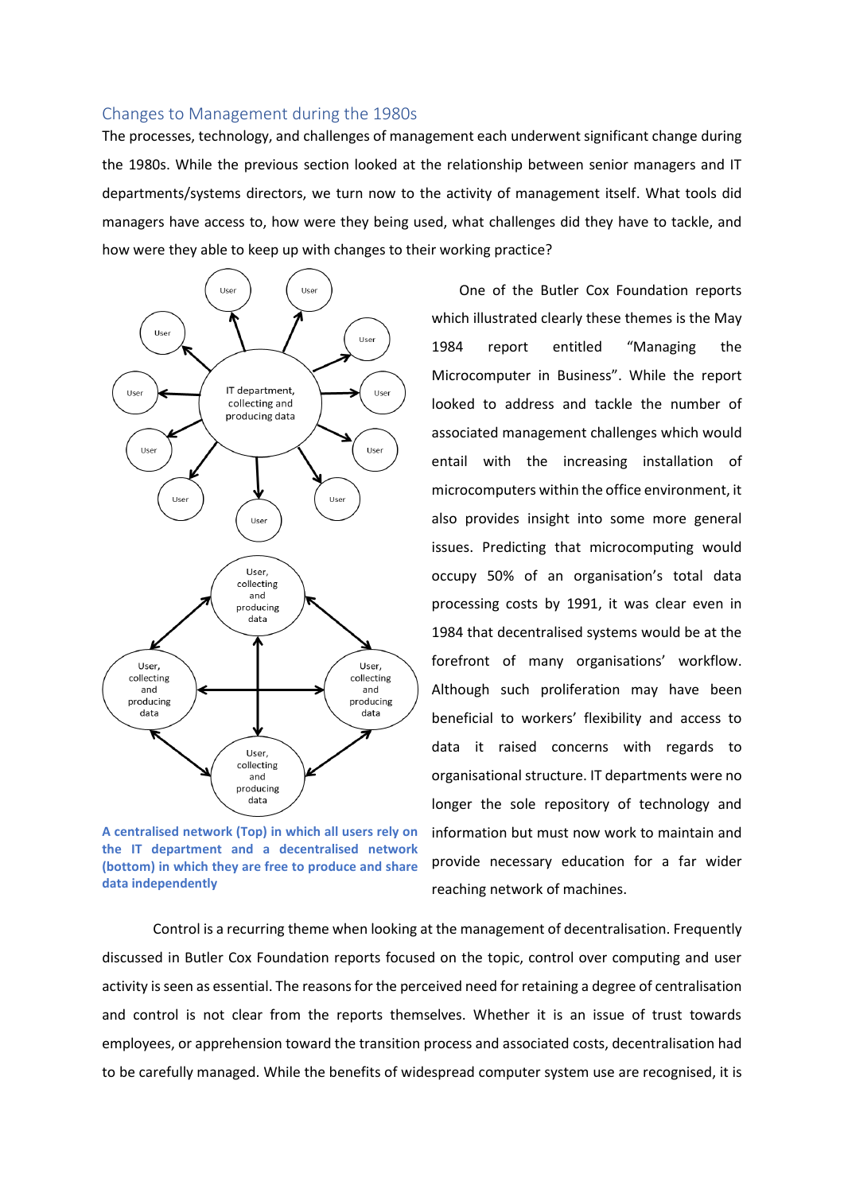## Changes to Management during the 1980s

The processes, technology, and challenges of management each underwent significant change during the 1980s. While the previous section looked at the relationship between senior managers and IT departments/systems directors, we turn now to the activity of management itself. What tools did managers have access to, how were they being used, what challenges did they have to tackle, and how were they able to keep up with changes to their working practice?

One of the Butler Cox Foundation reports which illustrated clearly these themes is the May 1984 report entitled "Managing the Microcomputer in Business". While the report looked to address and tackle the number of associated management challenges which would entail with the increasing installation of microcomputers within the office environment, it also provides insight into some more general issues. Predicting that microcomputing would occupy 50% of an organisation's total data processing costs by 1991, it was clear even in 1984 that decentralised systems would be at the forefront of many organisations' workflow. Although such proliferation may have been beneficial to workers' flexibility and access to data it raised concerns with regards to organisational structure. IT departments were no longer the sole repository of technology and information but must now work to maintain and provide necessary education for a far wider reaching network of machines.

**A centralised network (Top) in which all users rely on the IT department and a decentralised network (bottom) in which they are free to produce and share data independently**

Control is a recurring theme when looking at the management of decentralisation. Frequently discussed in Butler Cox Foundation reports focused on the topic, control over computing and user activity is seen as essential. The reasons for the perceived need for retaining a degree of centralisation and control is not clear from the reports themselves. Whether it is an issue of trust towards employees, or apprehension toward the transition process and associated costs, decentralisation had to be carefully managed. While the benefits of widespread computer system use are recognised, it is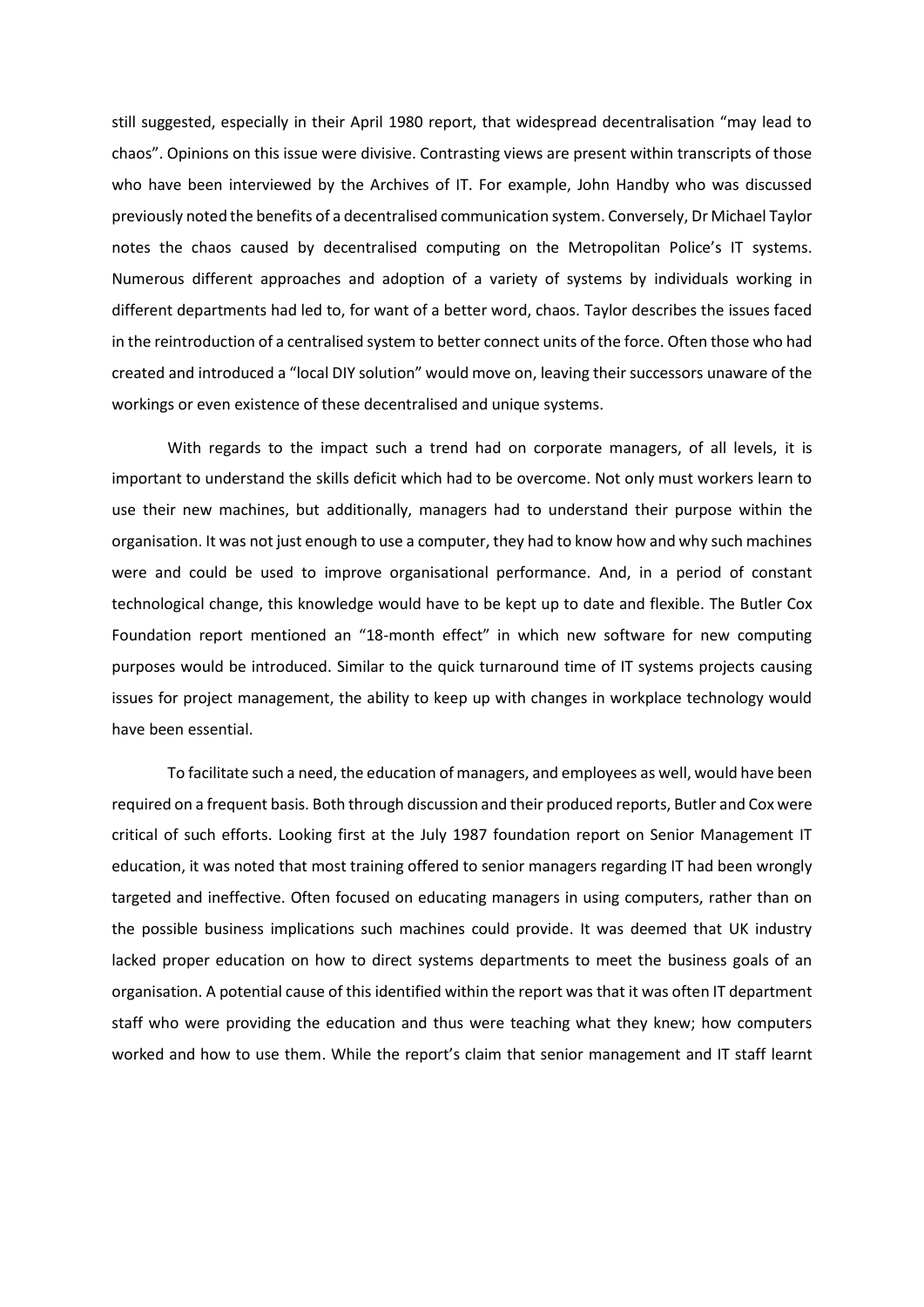still suggested, especially in their April 1980 report, that widespread decentralisation "may lead to chaos". Opinions on this issue were divisive. Contrasting views are present within transcripts of those who have been interviewed by the Archives of IT. For example, John Handby who was discussed previously noted the benefits of a decentralised communication system. Conversely, Dr Michael Taylor notes the chaos caused by decentralised computing on the Metropolitan Police's IT systems. Numerous different approaches and adoption of a variety of systems by individuals working in different departments had led to, for want of a better word, chaos. Taylor describes the issues faced in the reintroduction of a centralised system to better connect units of the force. Often those who had created and introduced a "local DIY solution" would move on, leaving their successors unaware of the workings or even existence of these decentralised and unique systems.

With regards to the impact such a trend had on corporate managers, of all levels, it is important to understand the skills deficit which had to be overcome. Not only must workers learn to use their new machines, but additionally, managers had to understand their purpose within the organisation. It was not just enough to use a computer, they had to know how and why such machines were and could be used to improve organisational performance. And, in a period of constant technological change, this knowledge would have to be kept up to date and flexible. The Butler Cox Foundation report mentioned an "18-month effect" in which new software for new computing purposes would be introduced. Similar to the quick turnaround time of IT systems projects causing issues for project management, the ability to keep up with changes in workplace technology would have been essential.

To facilitate such a need, the education of managers, and employees as well, would have been required on a frequent basis. Both through discussion and their produced reports, Butler and Cox were critical of such efforts. Looking first at the July 1987 foundation report on Senior Management IT education, it was noted that most training offered to senior managers regarding IT had been wrongly targeted and ineffective. Often focused on educating managers in using computers, rather than on the possible business implications such machines could provide. It was deemed that UK industry lacked proper education on how to direct systems departments to meet the business goals of an organisation. A potential cause of this identified within the report was that it was often IT department staff who were providing the education and thus were teaching what they knew; how computers worked and how to use them. While the report's claim that senior management and IT staff learnt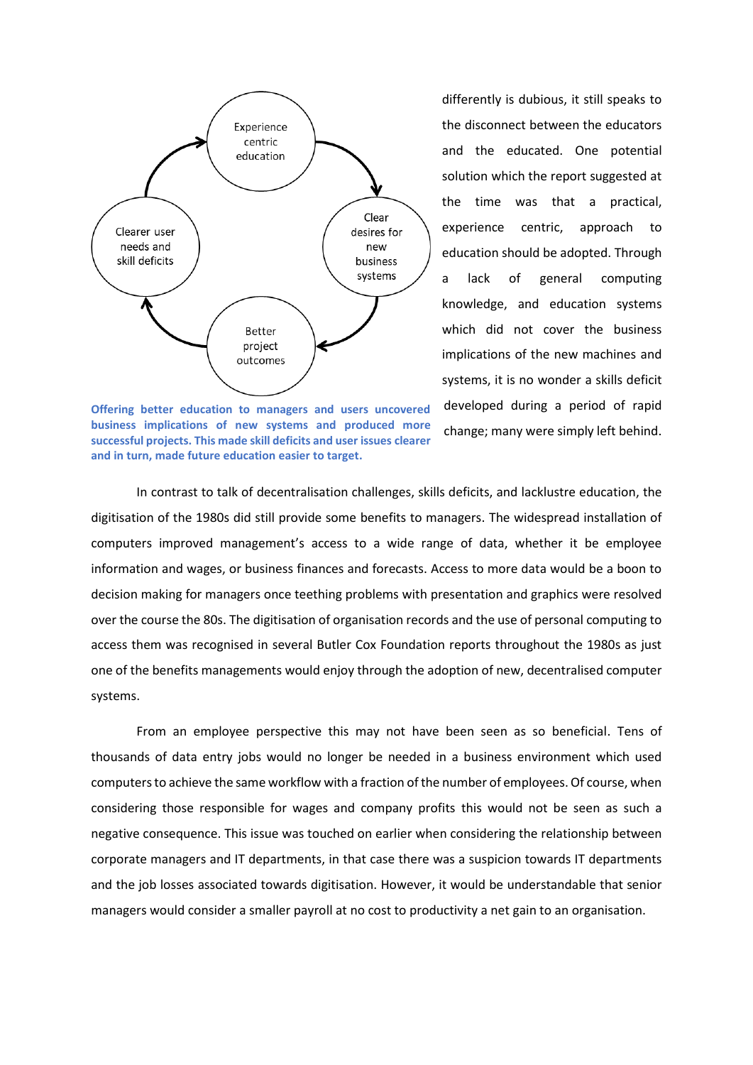Experience centric education → Clear desires for new business systems → Better project outcomes → Clearer user needs and skill deficits → Experience centric education

**Offering better education to managers and users uncovered business implications of new systems and produced more successful projects. This made skill deficits and user issues clearer and in turn, made future education easier to target.**

differently is dubious, it still speaks to the disconnect between the educators and the educated. One potential solution which the report suggested at the time was that a practical, experience centric, approach to education should be adopted. Through a lack of general computing knowledge, and education systems which did not cover the business implications of the new machines and systems, it is no wonder a skills deficit developed during a period of rapid change; many were simply left behind.

In contrast to talk of decentralisation challenges, skills deficits, and lacklustre education, the digitisation of the 1980s did still provide some benefits to managers. The widespread installation of computers improved management's access to a wide range of data, whether it be employee information and wages, or business finances and forecasts. Access to more data would be a boon to decision making for managers once teething problems with presentation and graphics were resolved over the course the 80s. The digitisation of organisation records and the use of personal computing to access them was recognised in several Butler Cox Foundation reports throughout the 1980s as just one of the benefits managements would enjoy through the adoption of new, decentralised computer systems.

From an employee perspective this may not have been seen as so beneficial. Tens of thousands of data entry jobs would no longer be needed in a business environment which used computers to achieve the same workflow with a fraction of the number of employees. Of course, when considering those responsible for wages and company profits this would not be seen as such a negative consequence. This issue was touched on earlier when considering the relationship between corporate managers and IT departments, in that case there was a suspicion towards IT departments and the job losses associated towards digitisation. However, it would be understandable that senior managers would consider a smaller payroll at no cost to productivity a net gain to an organisation.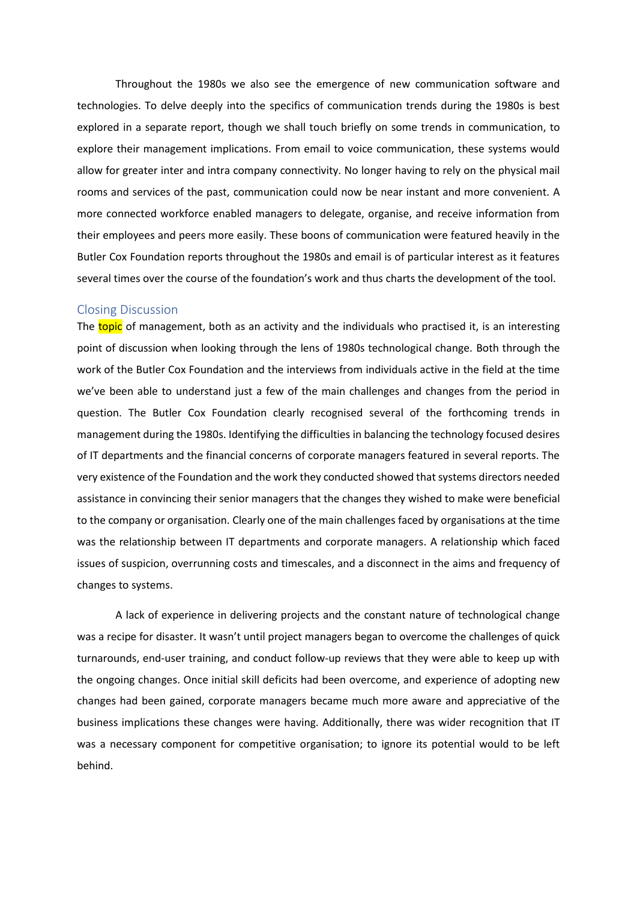Throughout the 1980s we also see the emergence of new communication software and technologies. To delve deeply into the specifics of communication trends during the 1980s is best explored in a separate report, though we shall touch briefly on some trends in communication, to explore their management implications. From email to voice communication, these systems would allow for greater inter and intra company connectivity. No longer having to rely on the physical mail rooms and services of the past, communication could now be near instant and more convenient. A more connected workforce enabled managers to delegate, organise, and receive information from their employees and peers more easily. These boons of communication were featured heavily in the Butler Cox Foundation reports throughout the 1980s and email is of particular interest as it features several times over the course of the foundation's work and thus charts the development of the tool.

## Closing Discussion

The topic of management, both as an activity and the individuals who practised it, is an interesting point of discussion when looking through the lens of 1980s technological change. Both through the work of the Butler Cox Foundation and the interviews from individuals active in the field at the time we've been able to understand just a few of the main challenges and changes from the period in question. The Butler Cox Foundation clearly recognised several of the forthcoming trends in management during the 1980s. Identifying the difficulties in balancing the technology focused desires of IT departments and the financial concerns of corporate managers featured in several reports. The very existence of the Foundation and the work they conducted showed that systems directors needed assistance in convincing their senior managers that the changes they wished to make were beneficial to the company or organisation. Clearly one of the main challenges faced by organisations at the time was the relationship between IT departments and corporate managers. A relationship which faced issues of suspicion, overrunning costs and timescales, and a disconnect in the aims and frequency of changes to systems.

A lack of experience in delivering projects and the constant nature of technological change was a recipe for disaster. It wasn't until project managers began to overcome the challenges of quick turnarounds, end-user training, and conduct follow-up reviews that they were able to keep up with the ongoing changes. Once initial skill deficits had been overcome, and experience of adopting new changes had been gained, corporate managers became much more aware and appreciative of the business implications these changes were having. Additionally, there was wider recognition that IT was a necessary component for competitive organisation; to ignore its potential would to be left behind.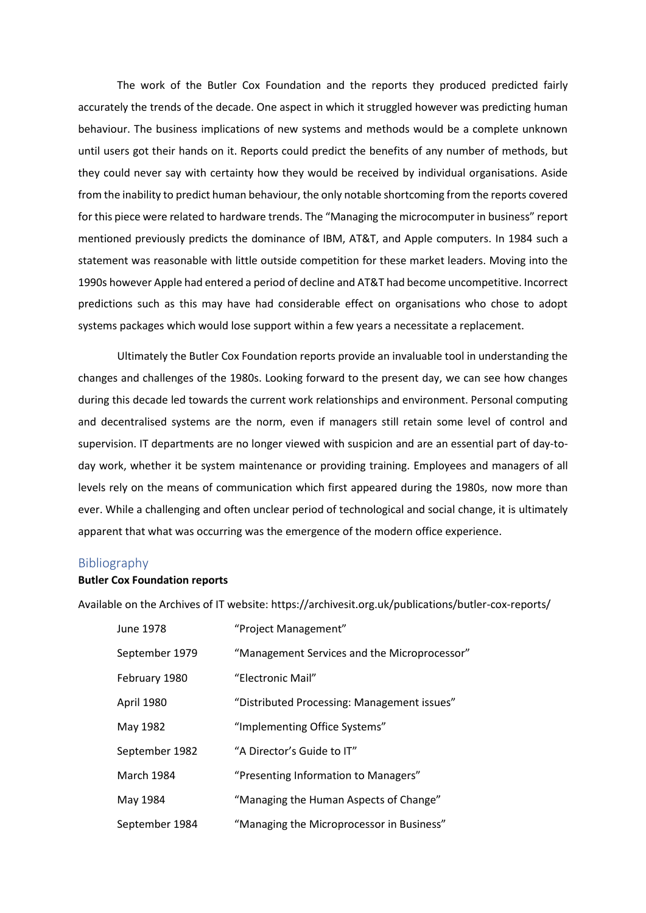The work of the Butler Cox Foundation and the reports they produced predicted fairly accurately the trends of the decade. One aspect in which it struggled however was predicting human behaviour. The business implications of new systems and methods would be a complete unknown until users got their hands on it. Reports could predict the benefits of any number of methods, but they could never say with certainty how they would be received by individual organisations. Aside from the inability to predict human behaviour, the only notable shortcoming from the reports covered for this piece were related to hardware trends. The "Managing the microcomputer in business" report mentioned previously predicts the dominance of IBM, AT&T, and Apple computers. In 1984 such a statement was reasonable with little outside competition for these market leaders. Moving into the 1990s however Apple had entered a period of decline and AT&T had become uncompetitive. Incorrect predictions such as this may have had considerable effect on organisations who chose to adopt systems packages which would lose support within a few years a necessitate a replacement.

Ultimately the Butler Cox Foundation reports provide an invaluable tool in understanding the changes and challenges of the 1980s. Looking forward to the present day, we can see how changes during this decade led towards the current work relationships and environment. Personal computing and decentralised systems are the norm, even if managers still retain some level of control and supervision. IT departments are no longer viewed with suspicion and are an essential part of day-to-day work, whether it be system maintenance or providing training. Employees and managers of all levels rely on the means of communication which first appeared during the 1980s, now more than ever. While a challenging and often unclear period of technological and social change, it is ultimately apparent that what was occurring was the emergence of the modern office experience.

## Bibliography

**Butler Cox Foundation reports**

Available on the Archives of IT website: https://archivesit.org.uk/publications/butler-cox-reports/

| | |
|---|---|
| June 1978 | "Project Management" |
| September 1979 | "Management Services and the Microprocessor" |
| February 1980 | "Electronic Mail" |
| April 1980 | "Distributed Processing: Management issues" |
| May 1982 | "Implementing Office Systems" |
| September 1982 | "A Director's Guide to IT" |
| March 1984 | "Presenting Information to Managers" |
| May 1984 | "Managing the Human Aspects of Change" |
| September 1984 | "Managing the Microprocessor in Business" |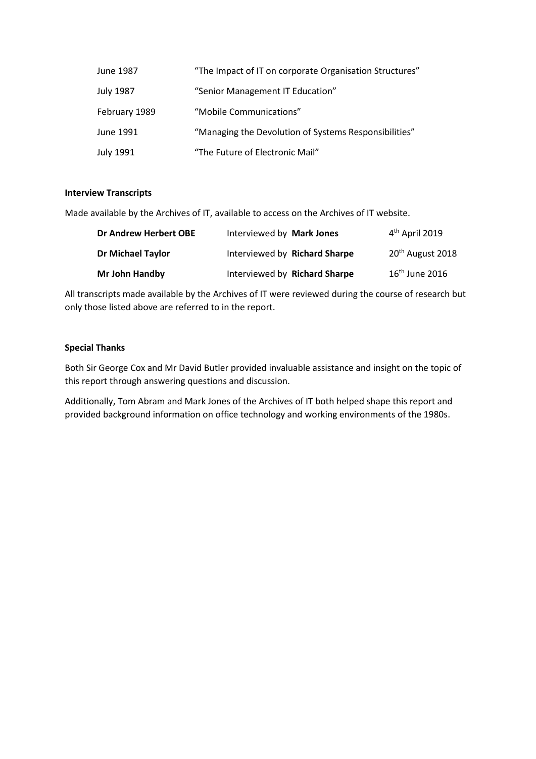| | |
|---|---|
| June 1987 | "The Impact of IT on corporate Organisation Structures" |
| July 1987 | "Senior Management IT Education" |
| February 1989 | "Mobile Communications" |
| June 1991 | "Managing the Devolution of Systems Responsibilities" |
| July 1991 | "The Future of Electronic Mail" |

**Interview Transcripts**

Made available by the Archives of IT, available to access on the Archives of IT website.

| | | |
|---|---|---|
| **Dr Andrew Herbert OBE** | Interviewed by **Mark Jones** | 4th April 2019 |
| **Dr Michael Taylor** | Interviewed by **Richard Sharpe** | 20th August 2018 |
| **Mr John Handby** | Interviewed by **Richard Sharpe** | 16th June 2016 |

All transcripts made available by the Archives of IT were reviewed during the course of research but only those listed above are referred to in the report.

**Special Thanks**

Both Sir George Cox and Mr David Butler provided invaluable assistance and insight on the topic of this report through answering questions and discussion.

Additionally, Tom Abram and Mark Jones of the Archives of IT both helped shape this report and provided background information on office technology and working environments of the 1980s.